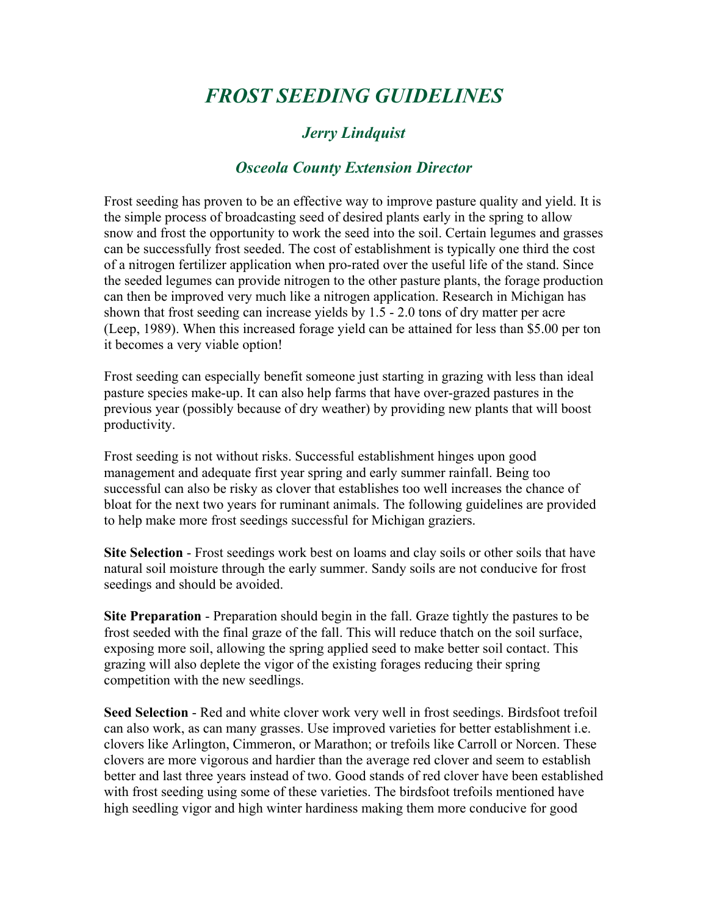# *FROST SEEDING GUIDELINES*

### *Jerry Lindquist*

### *Osceola County Extension Director*

Frost seeding has proven to be an effective way to improve pasture quality and yield. It is the simple process of broadcasting seed of desired plants early in the spring to allow snow and frost the opportunity to work the seed into the soil. Certain legumes and grasses can be successfully frost seeded. The cost of establishment is typically one third the cost of a nitrogen fertilizer application when pro-rated over the useful life of the stand. Since the seeded legumes can provide nitrogen to the other pasture plants, the forage production can then be improved very much like a nitrogen application. Research in Michigan has shown that frost seeding can increase yields by 1.5 - 2.0 tons of dry matter per acre (Leep, 1989). When this increased forage yield can be attained for less than $5.00 per ton it becomes a very viable option!

Frost seeding can especially benefit someone just starting in grazing with less than ideal pasture species make-up. It can also help farms that have over-grazed pastures in the previous year (possibly because of dry weather) by providing new plants that will boost productivity.

Frost seeding is not without risks. Successful establishment hinges upon good management and adequate first year spring and early summer rainfall. Being too successful can also be risky as clover that establishes too well increases the chance of bloat for the next two years for ruminant animals. The following guidelines are provided to help make more frost seedings successful for Michigan graziers.

**Site Selection** - Frost seedings work best on loams and clay soils or other soils that have natural soil moisture through the early summer. Sandy soils are not conducive for frost seedings and should be avoided.

**Site Preparation** - Preparation should begin in the fall. Graze tightly the pastures to be frost seeded with the final graze of the fall. This will reduce thatch on the soil surface, exposing more soil, allowing the spring applied seed to make better soil contact. This grazing will also deplete the vigor of the existing forages reducing their spring competition with the new seedlings.

**Seed Selection** - Red and white clover work very well in frost seedings. Birdsfoot trefoil can also work, as can many grasses. Use improved varieties for better establishment i.e. clovers like Arlington, Cimmeron, or Marathon; or trefoils like Carroll or Norcen. These clovers are more vigorous and hardier than the average red clover and seem to establish better and last three years instead of two. Good stands of red clover have been established with frost seeding using some of these varieties. The birdsfoot trefoils mentioned have high seedling vigor and high winter hardiness making them more conducive for good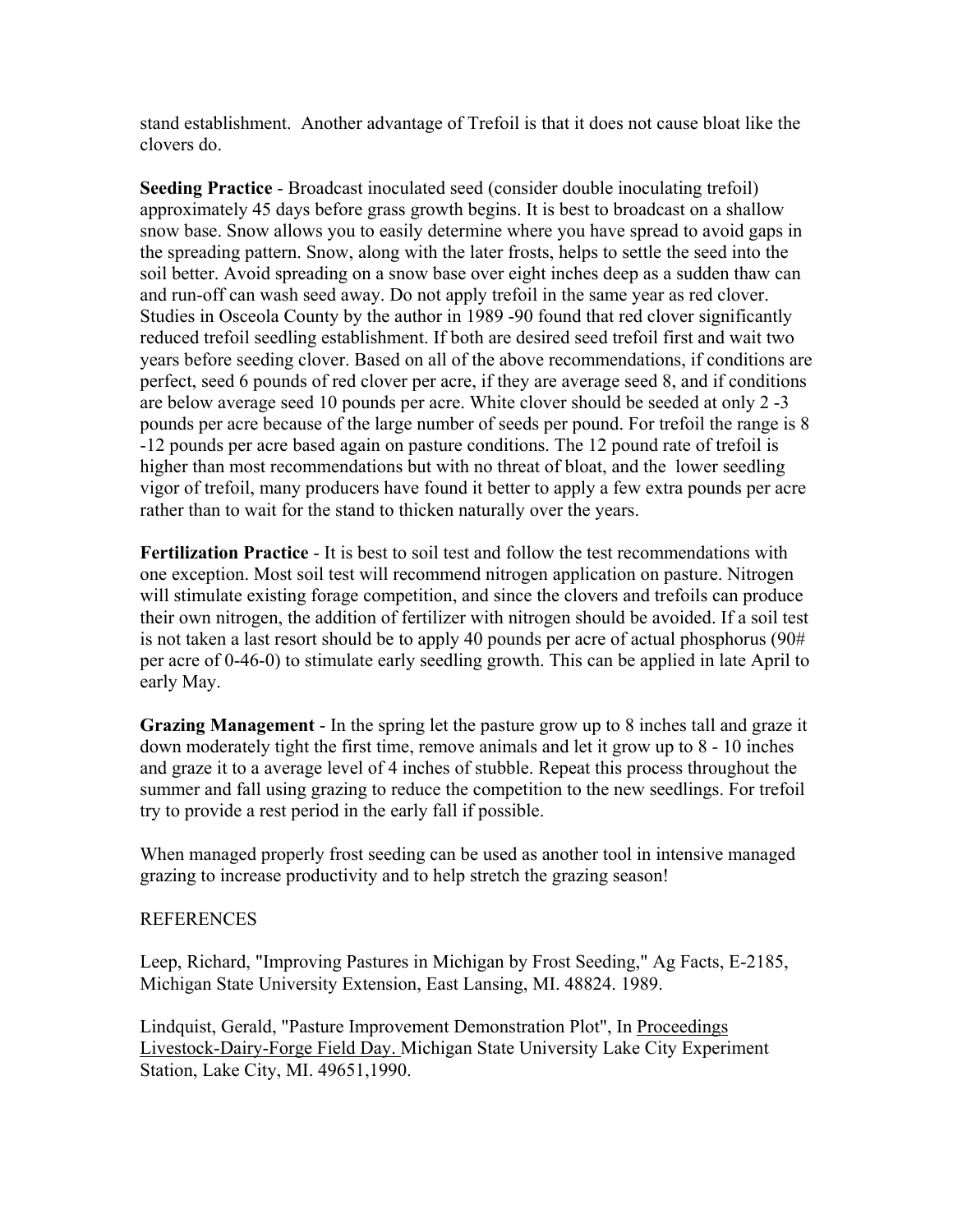stand establishment. Another advantage of Trefoil is that it does not cause bloat like the clovers do.

**Seeding Practice** - Broadcast inoculated seed (consider double inoculating trefoil) approximately 45 days before grass growth begins. It is best to broadcast on a shallow snow base. Snow allows you to easily determine where you have spread to avoid gaps in the spreading pattern. Snow, along with the later frosts, helps to settle the seed into the soil better. Avoid spreading on a snow base over eight inches deep as a sudden thaw can and run-off can wash seed away. Do not apply trefoil in the same year as red clover. Studies in Osceola County by the author in 1989 -90 found that red clover significantly reduced trefoil seedling establishment. If both are desired seed trefoil first and wait two years before seeding clover. Based on all of the above recommendations, if conditions are perfect, seed 6 pounds of red clover per acre, if they are average seed 8, and if conditions are below average seed 10 pounds per acre. White clover should be seeded at only 2 -3 pounds per acre because of the large number of seeds per pound. For trefoil the range is 8 -12 pounds per acre based again on pasture conditions. The 12 pound rate of trefoil is higher than most recommendations but with no threat of bloat, and the lower seedling vigor of trefoil, many producers have found it better to apply a few extra pounds per acre rather than to wait for the stand to thicken naturally over the years.

**Fertilization Practice** - It is best to soil test and follow the test recommendations with one exception. Most soil test will recommend nitrogen application on pasture. Nitrogen will stimulate existing forage competition, and since the clovers and trefoils can produce their own nitrogen, the addition of fertilizer with nitrogen should be avoided. If a soil test is not taken a last resort should be to apply 40 pounds per acre of actual phosphorus (90# per acre of 0-46-0) to stimulate early seedling growth. This can be applied in late April to early May.

**Grazing Management** - In the spring let the pasture grow up to 8 inches tall and graze it down moderately tight the first time, remove animals and let it grow up to 8 - 10 inches and graze it to a average level of 4 inches of stubble. Repeat this process throughout the summer and fall using grazing to reduce the competition to the new seedlings. For trefoil try to provide a rest period in the early fall if possible.

When managed properly frost seeding can be used as another tool in intensive managed grazing to increase productivity and to help stretch the grazing season!

REFERENCES

Leep, Richard, "Improving Pastures in Michigan by Frost Seeding," Ag Facts, E-2185, Michigan State University Extension, East Lansing, MI. 48824. 1989.

Lindquist, Gerald, "Pasture Improvement Demonstration Plot", In Proceedings Livestock-Dairy-Forge Field Day. Michigan State University Lake City Experiment Station, Lake City, MI. 49651,1990.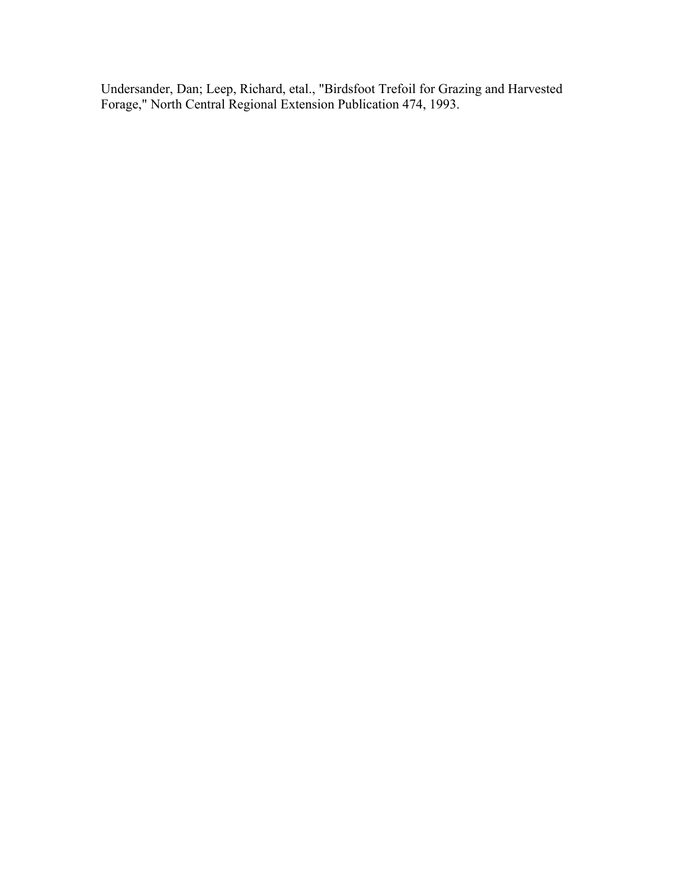Undersander, Dan; Leep, Richard, etal., "Birdsfoot Trefoil for Grazing and Harvested Forage," North Central Regional Extension Publication 474, 1993.